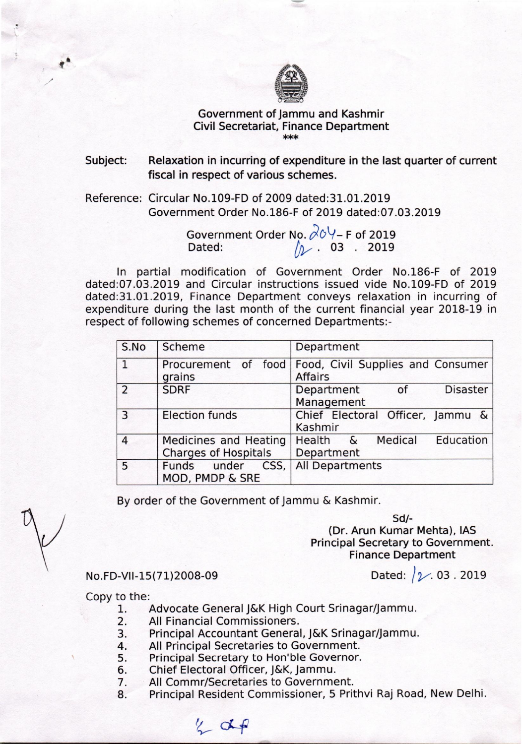Government of Jammu and Kashmir
Civil Secretariat, Finance Department

\*\*\*

**Subject:** **Relaxation in incurring of expenditure in the last quarter of current fiscal in respect of various schemes.**

Reference: Circular No.109-FD of 2009 dated:31.01.2019
Government Order No.186-F of 2019 dated:07.03.2019

Government Order No. 204- F of 2019
Dated: 12. 03 . 2019

In partial modification of Government Order No.186-F of 2019 dated:07.03.2019 and Circular instructions issued vide No.109-FD of 2019 dated:31.01.2019, Finance Department conveys relaxation in incurring of expenditure during the last month of the current financial year 2018-19 in respect of following schemes of concerned Departments:-

| S.No | Scheme | Department |
|---|---|---|
| 1 | Procurement of food grains | Food, Civil Supplies and Consumer Affairs |
| 2 | SDRF | Department of Disaster Management |
| 3 | Election funds | Chief Electoral Officer, Jammu & Kashmir |
| 4 | Medicines and Heating Charges of Hospitals | Health & Medical Education Department |
| 5 | Funds under CSS, MOD, PMDP & SRE | All Departments |

By order of the Government of Jammu & Kashmir.

Sd/-
(Dr. Arun Kumar Mehta), IAS
Principal Secretary to Government.
Finance Department

No.FD-VII-15(71)2008-09

Dated: 12. 03 . 2019

Copy to the:

1. Advocate General J&K High Court Srinagar/Jammu.
2. All Financial Commissioners.
3. Principal Accountant General, J&K Srinagar/Jammu.
4. All Principal Secretaries to Government.
5. Principal Secretary to Hon'ble Governor.
6. Chief Electoral Officer, J&K, Jammu.
7. All Commr/Secretaries to Government.
8. Principal Resident Commissioner, 5 Prithvi Raj Road, New Delhi.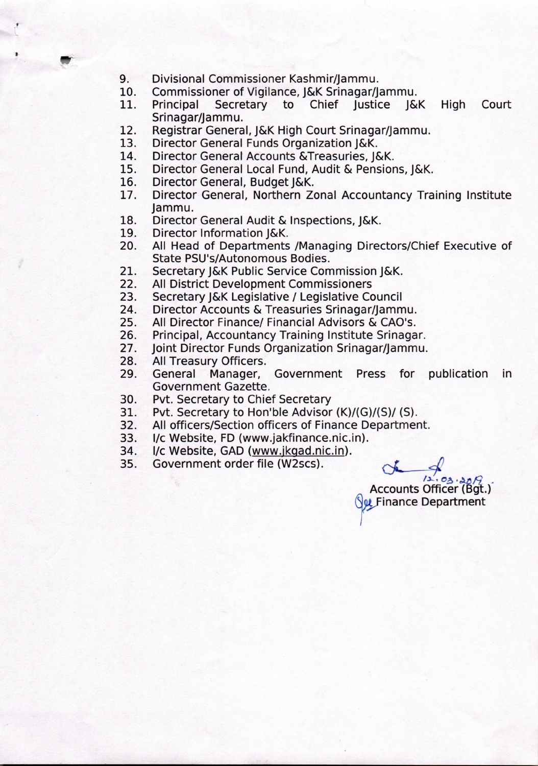9. Divisional Commissioner Kashmir/Jammu.
10. Commissioner of Vigilance, J&K Srinagar/Jammu.
11. Principal Secretary to Chief Justice J&K High Court Srinagar/Jammu.
12. Registrar General, J&K High Court Srinagar/Jammu.
13. Director General Funds Organization J&K.
14. Director General Accounts &Treasuries, J&K.
15. Director General Local Fund, Audit & Pensions, J&K.
16. Director General, Budget J&K.
17. Director General, Northern Zonal Accountancy Training Institute Jammu.
18. Director General Audit & Inspections, J&K.
19. Director Information J&K.
20. All Head of Departments /Managing Directors/Chief Executive of State PSU's/Autonomous Bodies.
21. Secretary J&K Public Service Commission J&K.
22. All District Development Commissioners
23. Secretary J&K Legislative / Legislative Council
24. Director Accounts & Treasuries Srinagar/Jammu.
25. All Director Finance/ Financial Advisors & CAO's.
26. Principal, Accountancy Training Institute Srinagar.
27. Joint Director Funds Organization Srinagar/Jammu.
28. All Treasury Officers.
29. General Manager, Government Press for publication in Government Gazette.
30. Pvt. Secretary to Chief Secretary
31. Pvt. Secretary to Hon'ble Advisor (K)/(G)/(S)/ (S).
32. All officers/Section officers of Finance Department.
33. I/c Website, FD (www.jakfinance.nic.in).
34. I/c Website, GAD (www.jkgad.nic.in).
35. Government order file (W2scs).

12.03.2019

Accounts Officer (Bgt.)
Finance Department